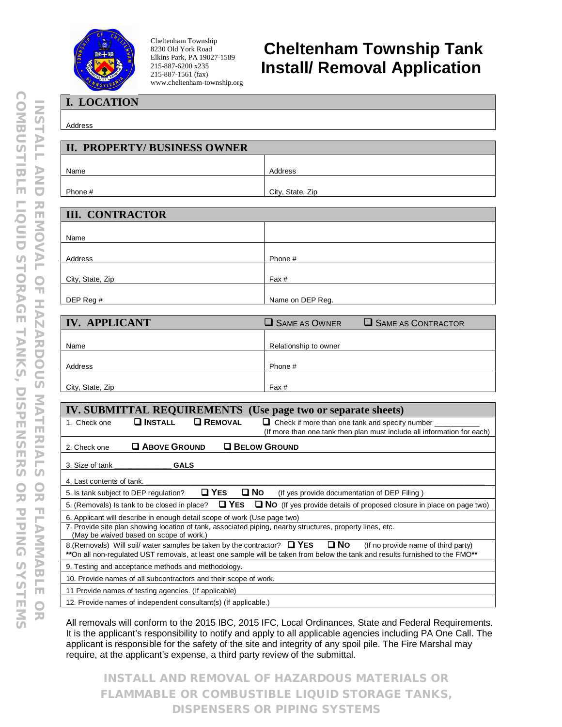Cheltenham Township
8230 Old York Road
Elkins Park, PA 19027-1589
215-887-6200 x235
215-887-1561 (fax)
www.cheltenham-township.org

# Cheltenham Township Tank Install/ Removal Application

## I. LOCATION

| Address |
|---|

## II. PROPERTY/ BUSINESS OWNER

| | |
|---|---|
| Name | Address |
| Phone # | City, State, Zip |

## III. CONTRACTOR

| | |
|---|---|
| Name | |
| Address | Phone # |
| City, State, Zip | Fax # |
| DEP Reg # | Name on DEP Reg. |

## IV. APPLICANT

❑ SAME AS OWNER ❑ SAME AS CONTRACTOR

| | |
|---|---|
| Name | Relationship to owner |
| Address | Phone # |
| City, State, Zip | Fax # |

## IV. SUBMITTAL REQUIREMENTS (Use page two or separate sheets)

1. Check one ❑ **INSTALL** ❑ **REMOVAL** ❑ Check if more than one tank and specify number ___________ (If more than one tank then plan must include all information for each)
2. Check one ❑ **ABOVE GROUND** ❑ **BELOW GROUND**
3. Size of tank ______________ **GALS**
4. Last contents of tank. ______________________________
5. Is tank subject to DEP regulation? ❑ **YES** ❑ **NO** (If yes provide documentation of DEP Filing )
5. (Removals) Is tank to be closed in place? ❑ **YES** ❑ **NO** (If yes provide details of proposed closure in place on page two)
6. Applicant will describe in enough detail scope of work (Use page two)
7. Provide site plan showing location of tank, associated piping, nearby structures, property lines, etc. (May be waived based on scope of work.)
8. (Removals) Will soil/ water samples be taken by the contractor? ❑ **YES** ❑ **NO** (If no provide name of third party)
   **On all non-regulated UST removals, at least one sample will be taken from below the tank and results furnished to the FMO**
9. Testing and acceptance methods and methodology.
10. Provide names of all subcontractors and their scope of work.
11. Provide names of testing agencies. (If applicable)
12. Provide names of independent consultant(s) (If applicable.)

All removals will conform to the 2015 IBC, 2015 IFC, Local Ordinances, State and Federal Requirements. It is the applicant's responsibility to notify and apply to all applicable agencies including PA One Call. The applicant is responsible for the safety of the site and integrity of any spoil pile. The Fire Marshal may require, at the applicant's expense, a third party review of the submittal.

**INSTALL AND REMOVAL OF HAZARDOUS MATERIALS OR FLAMMABLE OR COMBUSTIBLE LIQUID STORAGE TANKS, DISPENSERS OR PIPING SYSTEMS**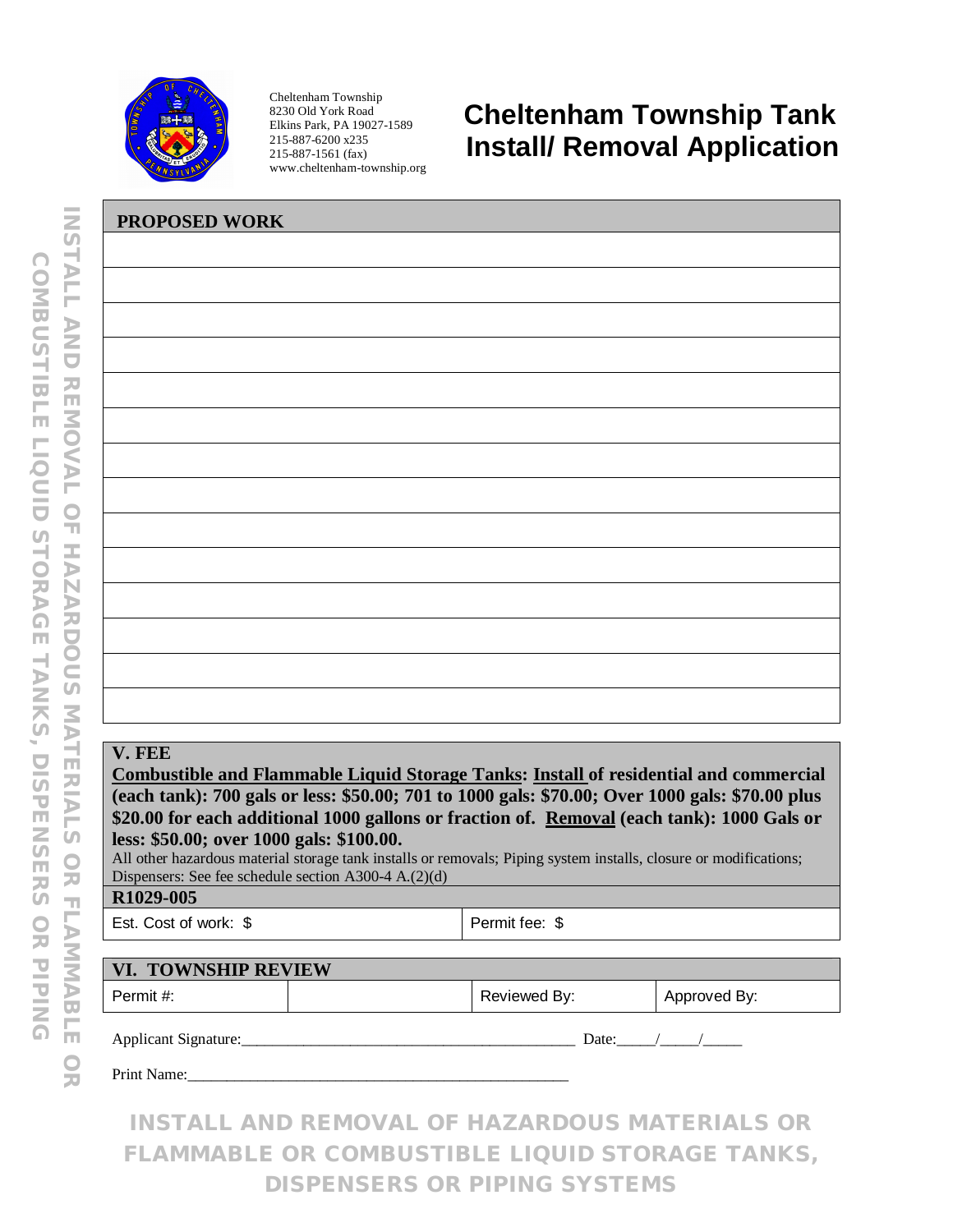Cheltenham Township
8230 Old York Road
Elkins Park, PA 19027-1589
215-887-6200 x235
215-887-1561 (fax)
www.cheltenham-township.org

# Cheltenham Township Tank Install/ Removal Application

## PROPOSED WORK

| |
|---|
| |
| |
| |
| |
| |
| |
| |
| |
| |
| |
| |
| |
| |
| |

## V. FEE

**Combustible and Flammable Liquid Storage Tanks: Install of residential and commercial (each tank): 700 gals or less: \$50.00; 701 to 1000 gals: \$70.00; Over 1000 gals: \$70.00 plus \$20.00 for each additional 1000 gallons or fraction of. Removal (each tank): 1000 Gals or less: \$50.00; over 1000 gals: \$100.00.**

All other hazardous material storage tank installs or removals; Piping system installs, closure or modifications; Dispensers: See fee schedule section A300-4 A.(2)(d)

**R1029-005**

| | |
|---|---|
| Est. Cost of work: $ | Permit fee: $ |

## VI. TOWNSHIP REVIEW

| | | | |
|---|---|---|---|
| Permit #: | | Reviewed By: | Approved By: |

Applicant Signature:_______________________________________ Date:____/____/____

Print Name:_______________________________________________

INSTALL AND REMOVAL OF HAZARDOUS MATERIALS OR FLAMMABLE OR COMBUSTIBLE LIQUID STORAGE TANKS, DISPENSERS OR PIPING SYSTEMS